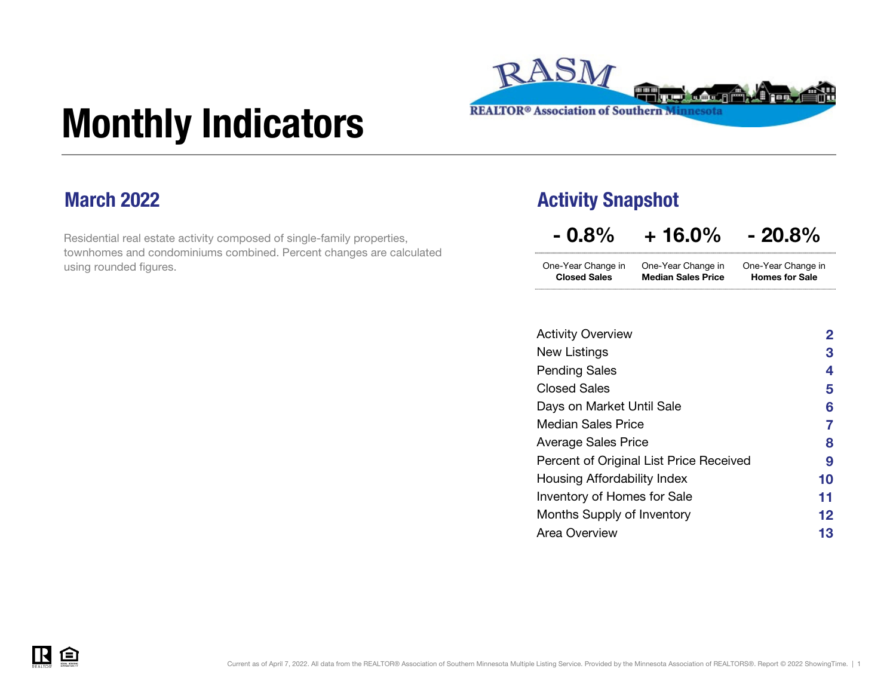# Monthly Indicators

REALTOR® Association of Southern Minnesota

## March 2022

Residential real estate activity composed of single-family properties, townhomes and condominiums combined. Percent changes are calculated using rounded figures.

## Activity Snapshot

| - 0.8% | + 16.0% | - 20.8% |
| --- | --- | --- |
| One-Year Change in **Closed Sales** | One-Year Change in **Median Sales Price** | One-Year Change in **Homes for Sale** |

| | |
| --- | --- |
| Activity Overview | 2 |
| New Listings | 3 |
| Pending Sales | 4 |
| Closed Sales | 5 |
| Days on Market Until Sale | 6 |
| Median Sales Price | 7 |
| Average Sales Price | 8 |
| Percent of Original List Price Received | 9 |
| Housing Affordability Index | 10 |
| Inventory of Homes for Sale | 11 |
| Months Supply of Inventory | 12 |
| Area Overview | 13 |

Current as of April 7, 2022. All data from the REALTOR® Association of Southern Minnesota Multiple Listing Service. Provided by the Minnesota Association of REALTORS®. Report © 2022 ShowingTime.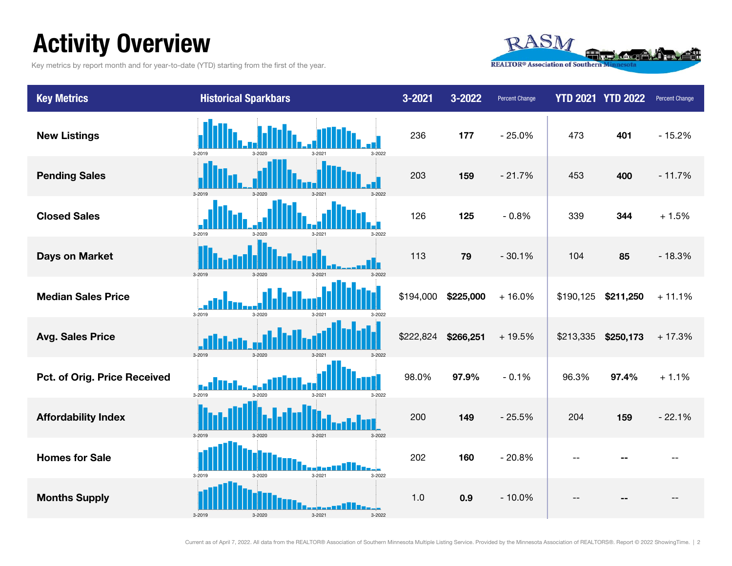# Activity Overview

Key metrics by report month and for year-to-date (YTD) starting from the first of the year.

| Key Metrics | Historical Sparkbars | 3-2021 | 3-2022 | Percent Change | YTD 2021 | YTD 2022 | Percent Change |
|---|---|---|---|---|---|---|---|
| New Listings | 3-2019 3-2020 3-2021 3-2022 | 236 | **177** | - 25.0% | 473 | **401** | - 15.2% |
| Pending Sales | 3-2019 3-2020 3-2021 3-2022 | 203 | **159** | - 21.7% | 453 | **400** | - 11.7% |
| Closed Sales | 3-2019 3-2020 3-2021 3-2022 | 126 | **125** | - 0.8% | 339 | **344** | + 1.5% |
| Days on Market | 3-2019 3-2020 3-2021 3-2022 | 113 | **79** | - 30.1% | 104 | **85** | - 18.3% |
| Median Sales Price | 3-2019 3-2020 3-2021 3-2022 | $194,000 | **$225,000** | + 16.0% | $190,125 | **$211,250** | + 11.1% |
| Avg. Sales Price | 3-2019 3-2020 3-2021 3-2022 | $222,824 | **$266,251** | + 19.5% | $213,335 | **$250,173** | + 17.3% |
| Pct. of Orig. Price Received | 3-2019 3-2020 3-2021 3-2022 | 98.0% | **97.9%** | - 0.1% | 96.3% | **97.4%** | + 1.1% |
| Affordability Index | 3-2019 3-2020 3-2021 3-2022 | 200 | **149** | - 25.5% | 204 | **159** | - 22.1% |
| Homes for Sale | 3-2019 3-2020 3-2021 3-2022 | 202 | **160** | - 20.8% | -- | **--** | -- |
| Months Supply | 3-2019 3-2020 3-2021 3-2022 | 1.0 | **0.9** | - 10.0% | -- | **--** | -- |

Current as of April 7, 2022. All data from the REALTOR® Association of Southern Minnesota Multiple Listing Service. Provided by the Minnesota Association of REALTORS®. Report © 2022 ShowingTime.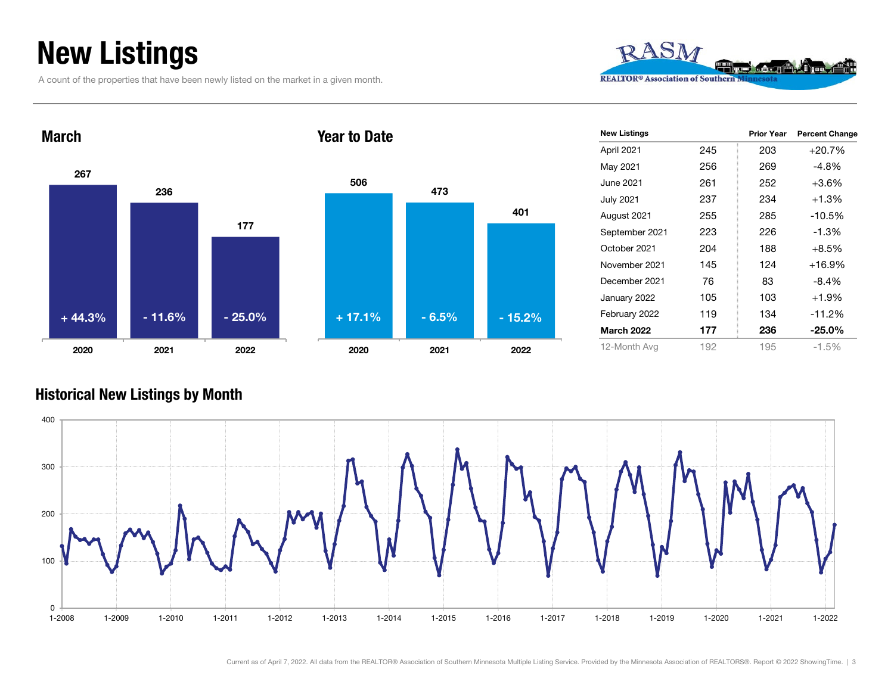# New Listings

A count of the properties that have been newly listed on the market in a given month.

RASM
REALTOR® Association of Southern Minnesota

## March

| | 2020 | 2021 | 2022 |
|---|---|---|---|
| New Listings | 267 | 236 | 177 |
| Change | + 44.3% | - 11.6% | - 25.0% |

## Year to Date

| | 2020 | 2021 | 2022 |
|---|---|---|---|
| New Listings | 506 | 473 | 401 |
| Change | + 17.1% | - 6.5% | - 15.2% |

| New Listings | | Prior Year | Percent Change |
|---|---|---|---|
| April 2021 | 245 | 203 | +20.7% |
| May 2021 | 256 | 269 | -4.8% |
| June 2021 | 261 | 252 | +3.6% |
| July 2021 | 237 | 234 | +1.3% |
| August 2021 | 255 | 285 | -10.5% |
| September 2021 | 223 | 226 | -1.3% |
| October 2021 | 204 | 188 | +8.5% |
| November 2021 | 145 | 124 | +16.9% |
| December 2021 | 76 | 83 | -8.4% |
| January 2022 | 105 | 103 | +1.9% |
| February 2022 | 119 | 134 | -11.2% |
| **March 2022** | **177** | **236** | **-25.0%** |
| 12-Month Avg | 192 | 195 | -1.5% |

## Historical New Listings by Month

Current as of April 7, 2022. All data from the REALTOR® Association of Southern Minnesota Multiple Listing Service. Provided by the Minnesota Association of REALTORS®. Report © 2022 ShowingTime.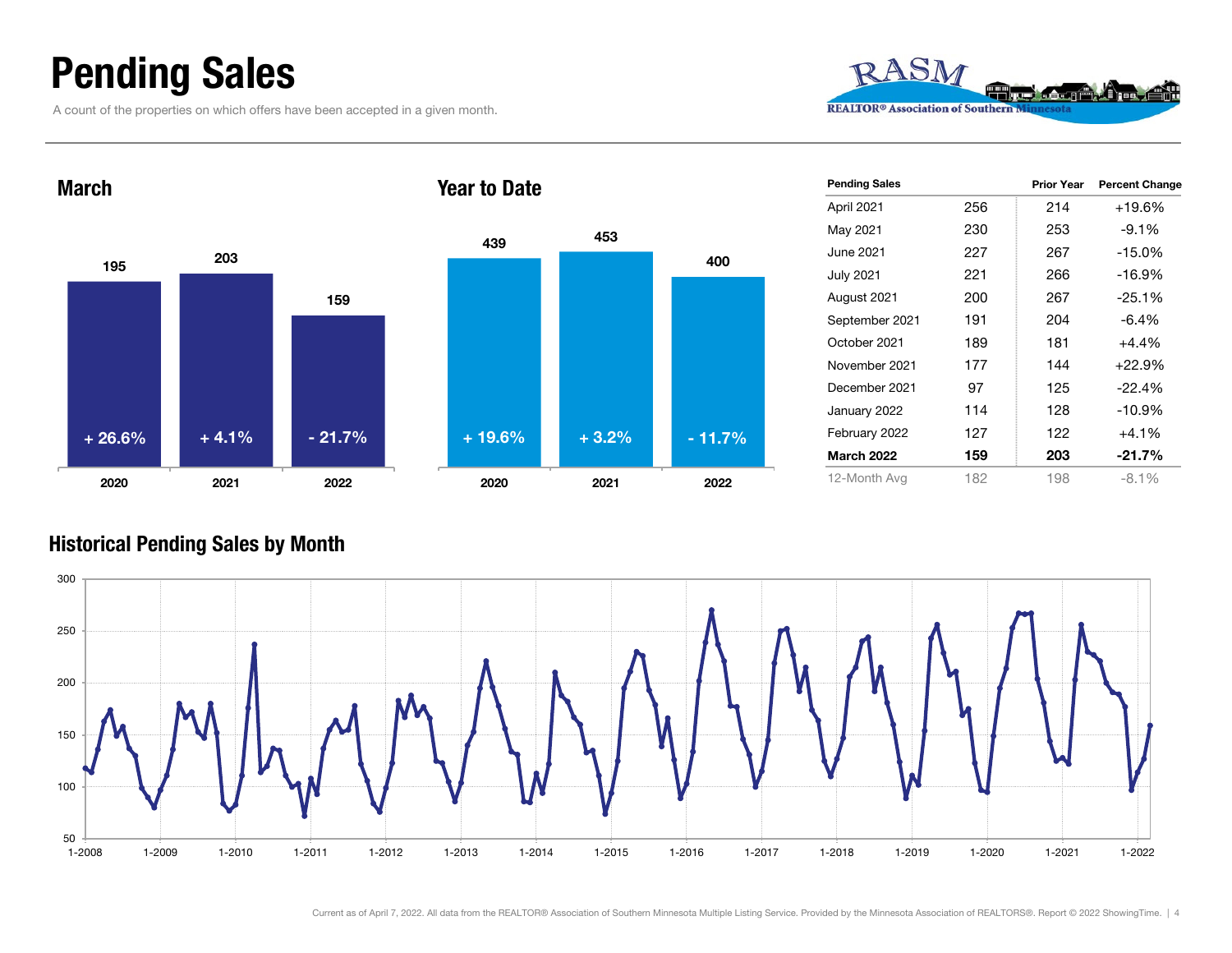# Pending Sales

A count of the properties on which offers have been accepted in a given month.

## March

| | 2020 | 2021 | 2022 |
|---|---|---|---|
| Pending Sales | 195 | 203 | 159 |
| Change | + 26.6% | + 4.1% | - 21.7% |

## Year to Date

| | 2020 | 2021 | 2022 |
|---|---|---|---|
| Pending Sales | 439 | 453 | 400 |
| Change | + 19.6% | + 3.2% | - 11.7% |

| Pending Sales | | Prior Year | Percent Change |
|---|---|---|---|
| April 2021 | 256 | 214 | +19.6% |
| May 2021 | 230 | 253 | -9.1% |
| June 2021 | 227 | 267 | -15.0% |
| July 2021 | 221 | 266 | -16.9% |
| August 2021 | 200 | 267 | -25.1% |
| September 2021 | 191 | 204 | -6.4% |
| October 2021 | 189 | 181 | +4.4% |
| November 2021 | 177 | 144 | +22.9% |
| December 2021 | 97 | 125 | -22.4% |
| January 2022 | 114 | 128 | -10.9% |
| February 2022 | 127 | 122 | +4.1% |
| **March 2022** | **159** | **203** | **-21.7%** |
| 12-Month Avg | 182 | 198 | -8.1% |

## Historical Pending Sales by Month

Current as of April 7, 2022. All data from the REALTOR® Association of Southern Minnesota Multiple Listing Service. Provided by the Minnesota Association of REALTORS®. Report © 2022 ShowingTime.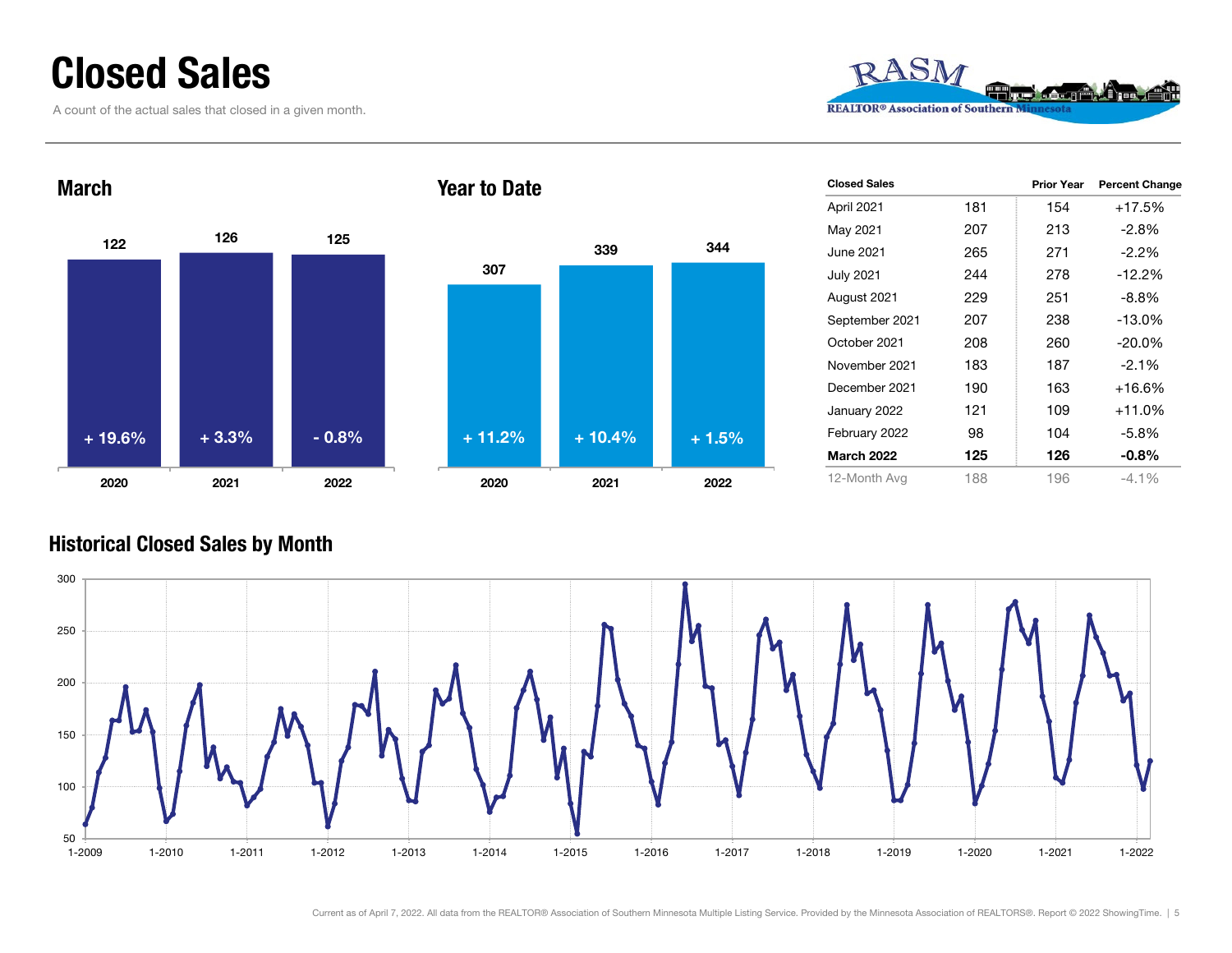# Closed Sales

A count of the actual sales that closed in a given month.

## March

| | 2020 | 2021 | 2022 |
|---|---|---|---|
| Closed Sales | 122 | 126 | 125 |
| Change | + 19.6% | + 3.3% | - 0.8% |

## Year to Date

| | 2020 | 2021 | 2022 |
|---|---|---|---|
| Closed Sales | 307 | 339 | 344 |
| Change | + 11.2% | + 10.4% | + 1.5% |

| Closed Sales | | Prior Year | Percent Change |
|---|---|---|---|
| April 2021 | 181 | 154 | +17.5% |
| May 2021 | 207 | 213 | -2.8% |
| June 2021 | 265 | 271 | -2.2% |
| July 2021 | 244 | 278 | -12.2% |
| August 2021 | 229 | 251 | -8.8% |
| September 2021 | 207 | 238 | -13.0% |
| October 2021 | 208 | 260 | -20.0% |
| November 2021 | 183 | 187 | -2.1% |
| December 2021 | 190 | 163 | +16.6% |
| January 2022 | 121 | 109 | +11.0% |
| February 2022 | 98 | 104 | -5.8% |
| **March 2022** | **125** | **126** | **-0.8%** |
| 12-Month Avg | 188 | 196 | -4.1% |

## Historical Closed Sales by Month

Current as of April 7, 2022. All data from the REALTOR® Association of Southern Minnesota Multiple Listing Service. Provided by the Minnesota Association of REALTORS®. Report © 2022 ShowingTime.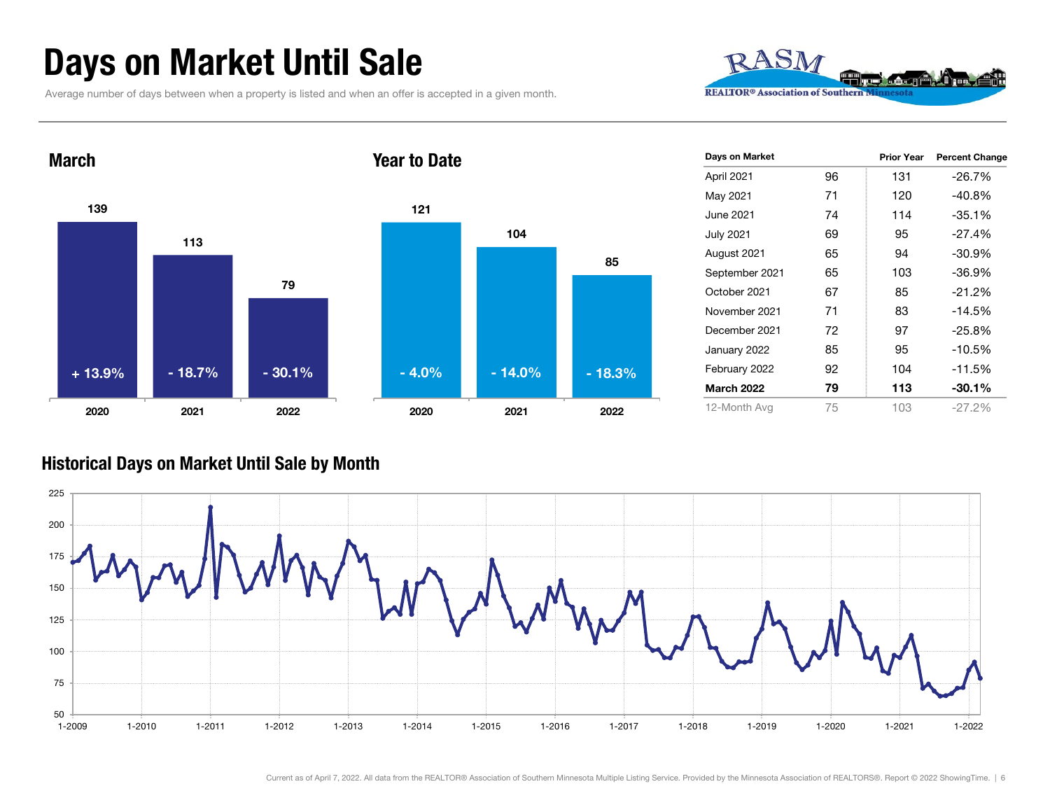# Days on Market Until Sale

Average number of days between when a property is listed and when an offer is accepted in a given month.

## March

| | 2020 | 2021 | 2022 |
|---|---|---|---|
| Days | 139 | 113 | 79 |
| Change | + 13.9% | - 18.7% | - 30.1% |

## Year to Date

| | 2020 | 2021 | 2022 |
|---|---|---|---|
| Days | 121 | 104 | 85 |
| Change | - 4.0% | - 14.0% | - 18.3% |

| Days on Market | | Prior Year | Percent Change |
|---|---|---|---|
| April 2021 | 96 | 131 | -26.7% |
| May 2021 | 71 | 120 | -40.8% |
| June 2021 | 74 | 114 | -35.1% |
| July 2021 | 69 | 95 | -27.4% |
| August 2021 | 65 | 94 | -30.9% |
| September 2021 | 65 | 103 | -36.9% |
| October 2021 | 67 | 85 | -21.2% |
| November 2021 | 71 | 83 | -14.5% |
| December 2021 | 72 | 97 | -25.8% |
| January 2022 | 85 | 95 | -10.5% |
| February 2022 | 92 | 104 | -11.5% |
| **March 2022** | **79** | **113** | **-30.1%** |
| 12-Month Avg | 75 | 103 | -27.2% |

## Historical Days on Market Until Sale by Month

Current as of April 7, 2022. All data from the REALTOR® Association of Southern Minnesota Multiple Listing Service. Provided by the Minnesota Association of REALTORS®. Report © 2022 ShowingTime.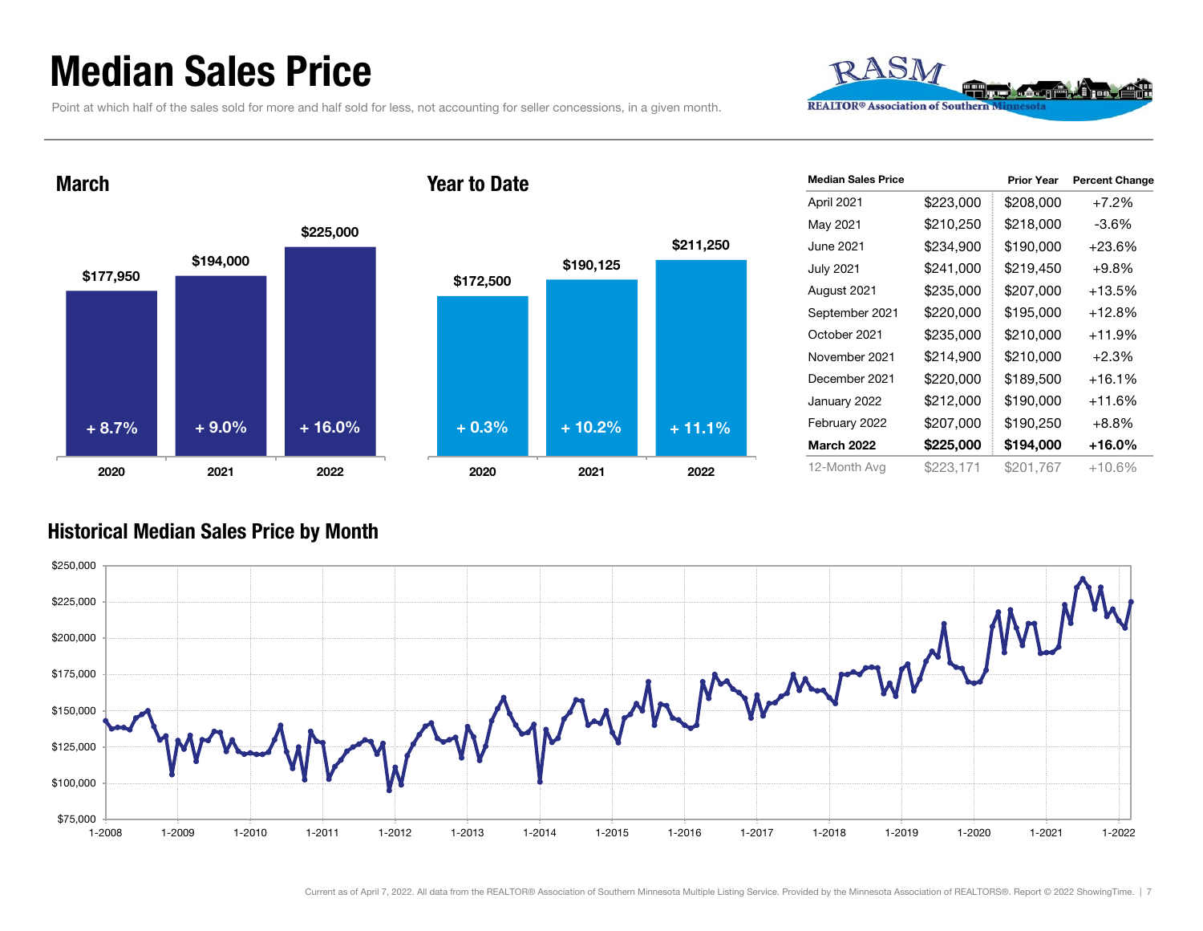# Median Sales Price

Point at which half of the sales sold for more and half sold for less, not accounting for seller concessions, in a given month.

RASM
REALTOR® Association of Southern Minnesota

## March

| Year | Median Sales Price | Change |
| --- | --- | --- |
| 2020 | $177,950 | + 8.7% |
| 2021 | $194,000 | + 9.0% |
| 2022 | $225,000 | + 16.0% |

## Year to Date

| Year | Median Sales Price | Change |
| --- | --- | --- |
| 2020 | $172,500 | + 0.3% |
| 2021 | $190,125 | + 10.2% |
| 2022 | $211,250 | + 11.1% |

| Median Sales Price | | Prior Year | Percent Change |
| --- | --- | --- | --- |
| April 2021 | $223,000 | $208,000 | +7.2% |
| May 2021 | $210,250 | $218,000 | -3.6% |
| June 2021 | $234,900 | $190,000 | +23.6% |
| July 2021 | $241,000 | $219,450 | +9.8% |
| August 2021 | $235,000 | $207,000 | +13.5% |
| September 2021 | $220,000 | $195,000 | +12.8% |
| October 2021 | $235,000 | $210,000 | +11.9% |
| November 2021 | $214,900 | $210,000 | +2.3% |
| December 2021 | $220,000 | $189,500 | +16.1% |
| January 2022 | $212,000 | $190,000 | +11.6% |
| February 2022 | $207,000 | $190,250 | +8.8% |
| **March 2022** | **$225,000** | **$194,000** | **+16.0%** |
| 12-Month Avg | $223,171 | $201,767 | +10.6% |

## Historical Median Sales Price by Month

Current as of April 7, 2022. All data from the REALTOR® Association of Southern Minnesota Multiple Listing Service. Provided by the Minnesota Association of REALTORS®. Report © 2022 ShowingTime.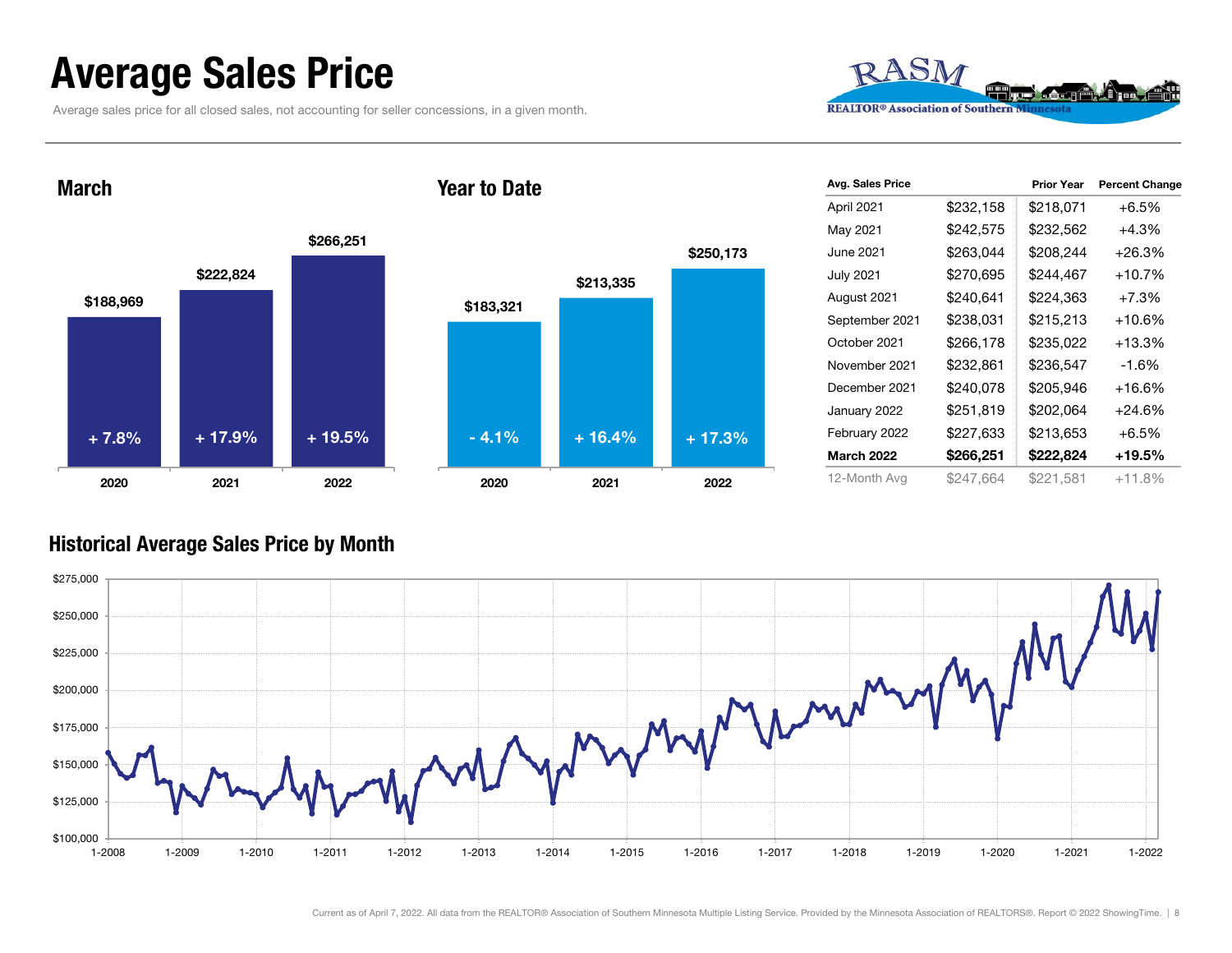# Average Sales Price

Average sales price for all closed sales, not accounting for seller concessions, in a given month.

RASM
REALTOR® Association of Southern Minnesota

## March

| Year | Average Sales Price | Change |
|---|---|---|
| 2020 | $188,969 | + 7.8% |
| 2021 | $222,824 | + 17.9% |
| 2022 | $266,251 | + 19.5% |

## Year to Date

| Year | Average Sales Price | Change |
|---|---|---|
| 2020 | $183,321 | - 4.1% |
| 2021 | $213,335 | + 16.4% |
| 2022 | $250,173 | + 17.3% |

| Avg. Sales Price | | Prior Year | Percent Change |
|---|---|---|---|
| April 2021 | $232,158 | $218,071 | +6.5% |
| May 2021 | $242,575 | $232,562 | +4.3% |
| June 2021 | $263,044 | $208,244 | +26.3% |
| July 2021 | $270,695 | $244,467 | +10.7% |
| August 2021 | $240,641 | $224,363 | +7.3% |
| September 2021 | $238,031 | $215,213 | +10.6% |
| October 2021 | $266,178 | $235,022 | +13.3% |
| November 2021 | $232,861 | $236,547 | -1.6% |
| December 2021 | $240,078 | $205,946 | +16.6% |
| January 2022 | $251,819 | $202,064 | +24.6% |
| February 2022 | $227,633 | $213,653 | +6.5% |
| **March 2022** | **$266,251** | **$222,824** | **+19.5%** |
| 12-Month Avg | $247,664 | $221,581 | +11.8% |

## Historical Average Sales Price by Month

Current as of April 7, 2022. All data from the REALTOR® Association of Southern Minnesota Multiple Listing Service. Provided by the Minnesota Association of REALTORS®. Report © 2022 ShowingTime.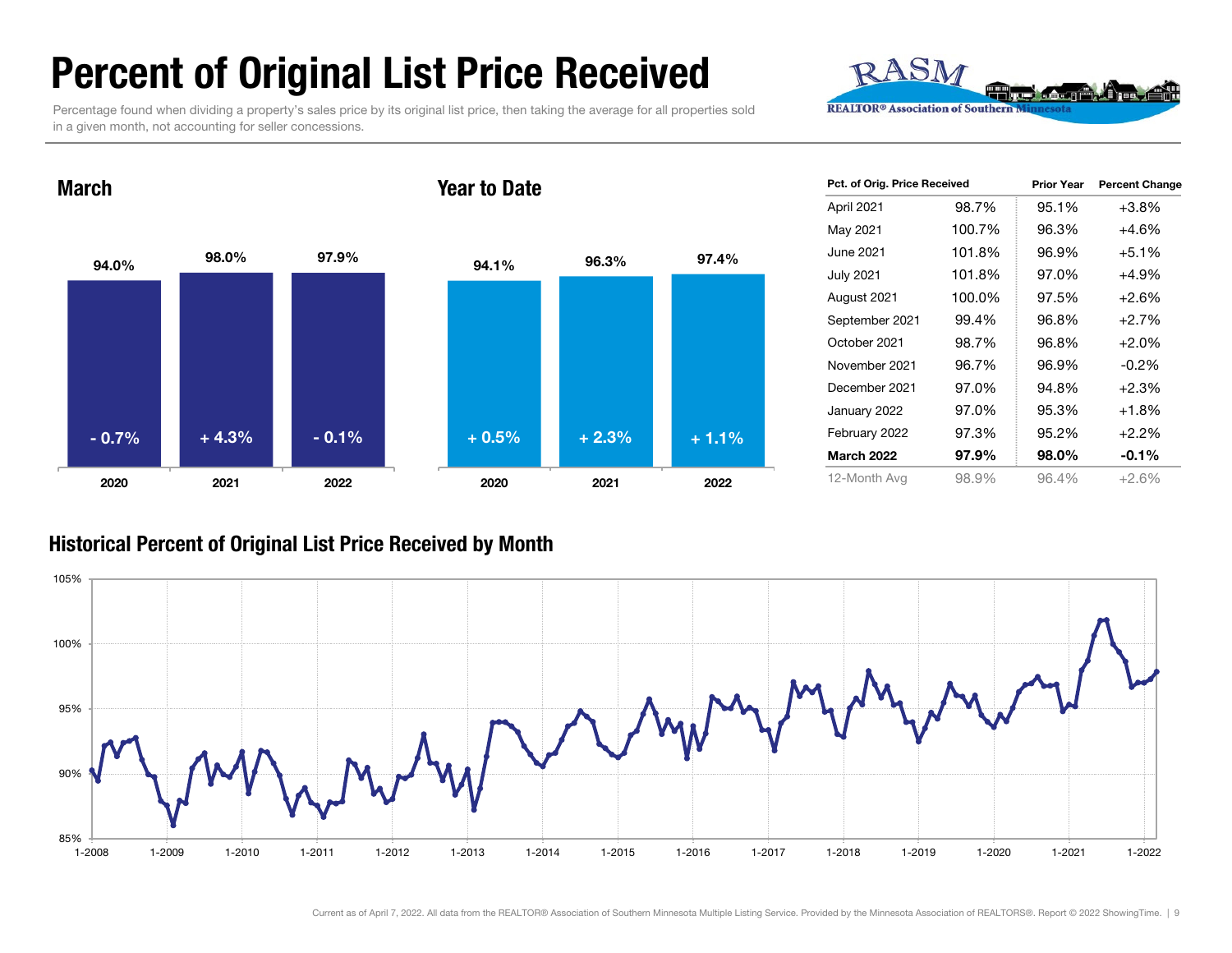# Percent of Original List Price Received

Percentage found when dividing a property's sales price by its original list price, then taking the average for all properties sold in a given month, not accounting for seller concessions.

## March

| | 2020 | 2021 | 2022 |
|---|---|---|---|
| Percent | 94.0% | 98.0% | 97.9% |
| Change | - 0.7% | + 4.3% | - 0.1% |

## Year to Date

| | 2020 | 2021 | 2022 |
|---|---|---|---|
| Percent | 94.1% | 96.3% | 97.4% |
| Change | + 0.5% | + 2.3% | + 1.1% |

| Pct. of Orig. Price Received | | Prior Year | Percent Change |
|---|---|---|---|
| April 2021 | 98.7% | 95.1% | +3.8% |
| May 2021 | 100.7% | 96.3% | +4.6% |
| June 2021 | 101.8% | 96.9% | +5.1% |
| July 2021 | 101.8% | 97.0% | +4.9% |
| August 2021 | 100.0% | 97.5% | +2.6% |
| September 2021 | 99.4% | 96.8% | +2.7% |
| October 2021 | 98.7% | 96.8% | +2.0% |
| November 2021 | 96.7% | 96.9% | -0.2% |
| December 2021 | 97.0% | 94.8% | +2.3% |
| January 2022 | 97.0% | 95.3% | +1.8% |
| February 2022 | 97.3% | 95.2% | +2.2% |
| **March 2022** | **97.9%** | **98.0%** | **-0.1%** |
| 12-Month Avg | 98.9% | 96.4% | +2.6% |

## Historical Percent of Original List Price Received by Month

Current as of April 7, 2022. All data from the REALTOR® Association of Southern Minnesota Multiple Listing Service. Provided by the Minnesota Association of REALTORS®. Report © 2022 ShowingTime.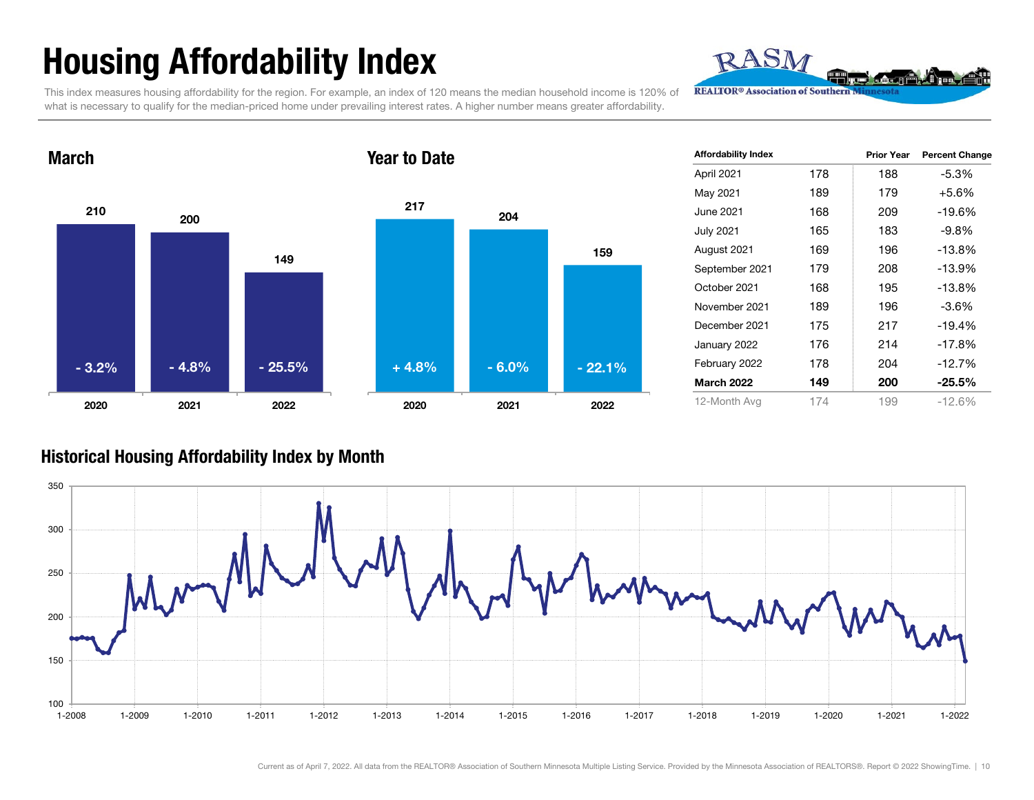# Housing Affordability Index

This index measures housing affordability for the region. For example, an index of 120 means the median household income is 120% of what is necessary to qualify for the median-priced home under prevailing interest rates. A higher number means greater affordability.

## March

| Year | Index | Change |
|---|---|---|
| 2020 | 210 | - 3.2% |
| 2021 | 200 | - 4.8% |
| 2022 | 149 | - 25.5% |

## Year to Date

| Year | Index | Change |
|---|---|---|
| 2020 | 217 | + 4.8% |
| 2021 | 204 | - 6.0% |
| 2022 | 159 | - 22.1% |

| Affordability Index | | Prior Year | Percent Change |
|---|---|---|---|
| April 2021 | 178 | 188 | -5.3% |
| May 2021 | 189 | 179 | +5.6% |
| June 2021 | 168 | 209 | -19.6% |
| July 2021 | 165 | 183 | -9.8% |
| August 2021 | 169 | 196 | -13.8% |
| September 2021 | 179 | 208 | -13.9% |
| October 2021 | 168 | 195 | -13.8% |
| November 2021 | 189 | 196 | -3.6% |
| December 2021 | 175 | 217 | -19.4% |
| January 2022 | 176 | 214 | -17.8% |
| February 2022 | 178 | 204 | -12.7% |
| **March 2022** | **149** | **200** | **-25.5%** |
| 12-Month Avg | 174 | 199 | -12.6% |

## Historical Housing Affordability Index by Month

Current as of April 7, 2022. All data from the REALTOR® Association of Southern Minnesota Multiple Listing Service. Provided by the Minnesota Association of REALTORS®. Report © 2022 ShowingTime.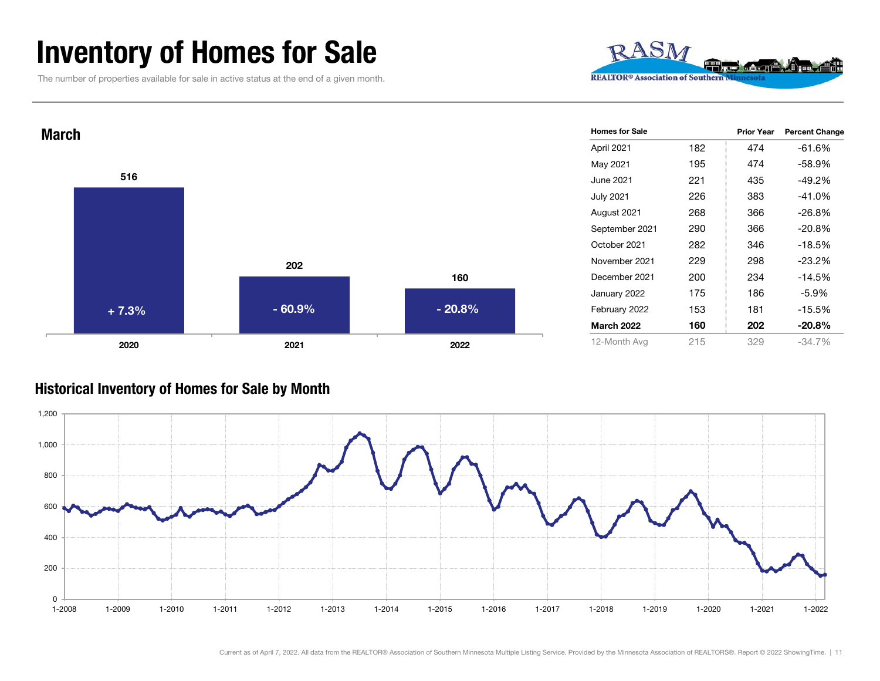# Inventory of Homes for Sale

The number of properties available for sale in active status at the end of a given month.

RASM
REALTOR® Association of Southern Minnesota

## March

| Year | Homes for Sale | Percent Change |
|---|---|---|
| 2020 | 516 | + 7.3% |
| 2021 | 202 | - 60.9% |
| 2022 | 160 | - 20.8% |

| Homes for Sale | | Prior Year | Percent Change |
|---|---|---|---|
| April 2021 | 182 | 474 | -61.6% |
| May 2021 | 195 | 474 | -58.9% |
| June 2021 | 221 | 435 | -49.2% |
| July 2021 | 226 | 383 | -41.0% |
| August 2021 | 268 | 366 | -26.8% |
| September 2021 | 290 | 366 | -20.8% |
| October 2021 | 282 | 346 | -18.5% |
| November 2021 | 229 | 298 | -23.2% |
| December 2021 | 200 | 234 | -14.5% |
| January 2022 | 175 | 186 | -5.9% |
| February 2022 | 153 | 181 | -15.5% |
| **March 2022** | **160** | **202** | **-20.8%** |
| 12-Month Avg | 215 | 329 | -34.7% |

## Historical Inventory of Homes for Sale by Month

Current as of April 7, 2022. All data from the REALTOR® Association of Southern Minnesota Multiple Listing Service. Provided by the Minnesota Association of REALTORS®. Report © 2022 ShowingTime.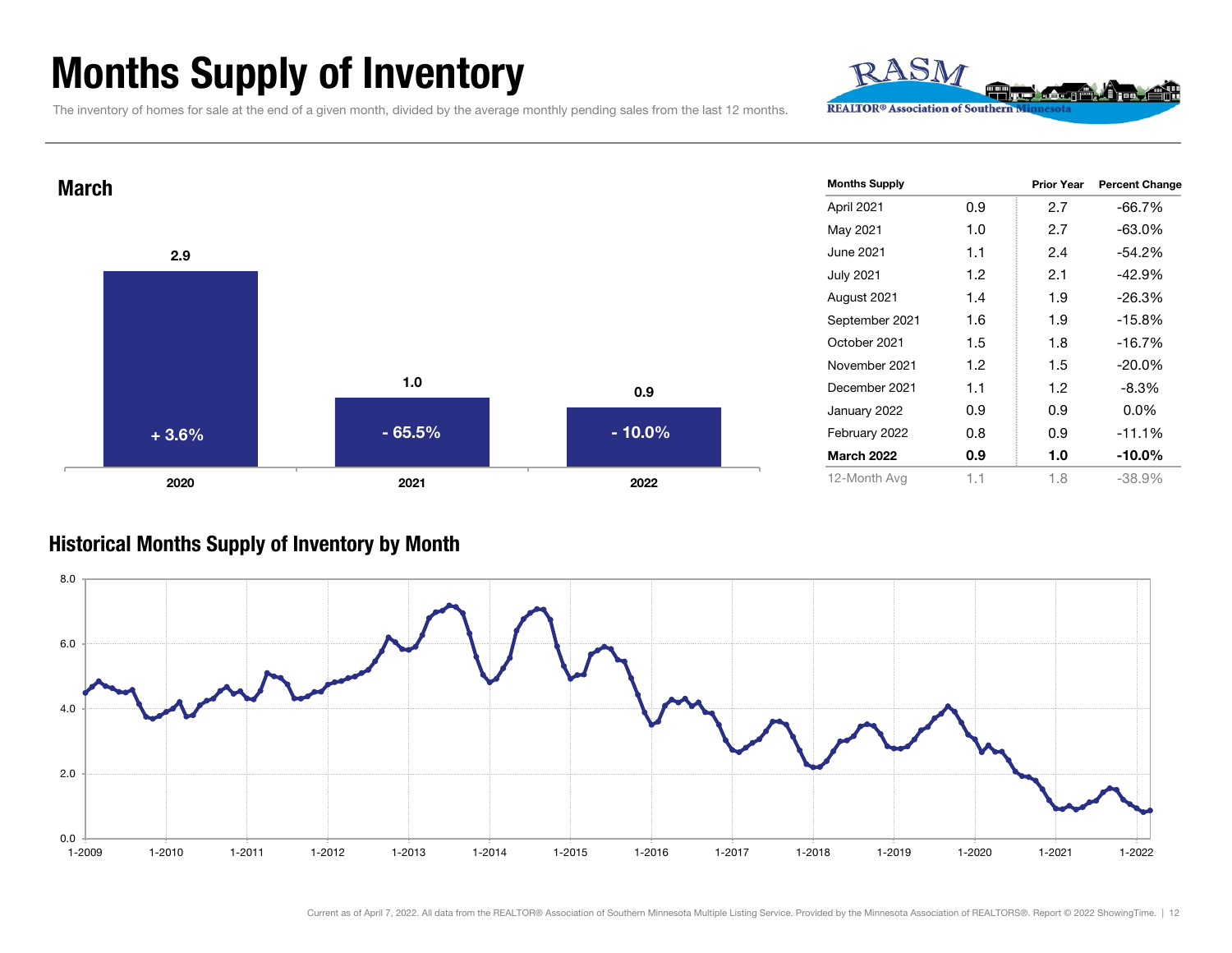# Months Supply of Inventory

The inventory of homes for sale at the end of a given month, divided by the average monthly pending sales from the last 12 months.

## March

| Year | Months Supply | Change |
|---|---|---|
| 2020 | 2.9 | + 3.6% |
| 2021 | 1.0 | - 65.5% |
| 2022 | 0.9 | - 10.0% |

| Months Supply | | Prior Year | Percent Change |
|---|---|---|---|
| April 2021 | 0.9 | 2.7 | -66.7% |
| May 2021 | 1.0 | 2.7 | -63.0% |
| June 2021 | 1.1 | 2.4 | -54.2% |
| July 2021 | 1.2 | 2.1 | -42.9% |
| August 2021 | 1.4 | 1.9 | -26.3% |
| September 2021 | 1.6 | 1.9 | -15.8% |
| October 2021 | 1.5 | 1.8 | -16.7% |
| November 2021 | 1.2 | 1.5 | -20.0% |
| December 2021 | 1.1 | 1.2 | -8.3% |
| January 2022 | 0.9 | 0.9 | 0.0% |
| February 2022 | 0.8 | 0.9 | -11.1% |
| **March 2022** | **0.9** | **1.0** | **-10.0%** |
| 12-Month Avg | 1.1 | 1.8 | -38.9% |

## Historical Months Supply of Inventory by Month

Current as of April 7, 2022. All data from the REALTOR® Association of Southern Minnesota Multiple Listing Service. Provided by the Minnesota Association of REALTORS®. Report © 2022 ShowingTime.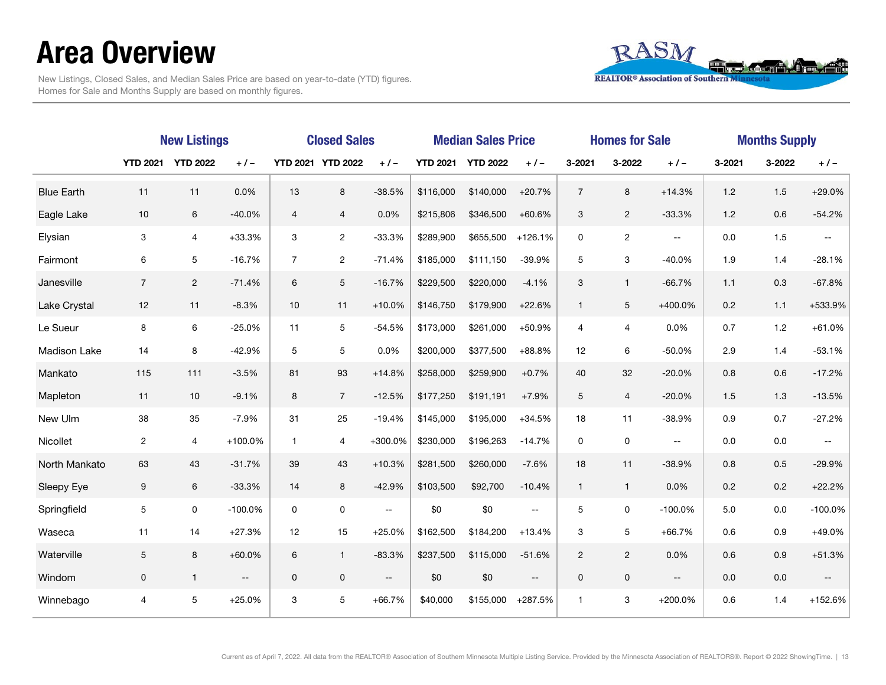# Area Overview

New Listings, Closed Sales, and Median Sales Price are based on year-to-date (YTD) figures.
Homes for Sale and Months Supply are based on monthly figures.

| | New Listings | | | Closed Sales | | | Median Sales Price | | | Homes for Sale | | | Months Supply | | |
|---|---|---|---|---|---|---|---|---|---|---|---|---|---|---|---|
| | YTD 2021 | YTD 2022 | + / – | YTD 2021 | YTD 2022 | + / – | YTD 2021 | YTD 2022 | + / – | 3-2021 | 3-2022 | + / – | 3-2021 | 3-2022 | + / – |
| Blue Earth | 11 | 11 | 0.0% | 13 | 8 | -38.5% | $116,000 | $140,000 | +20.7% | 7 | 8 | +14.3% | 1.2 | 1.5 | +29.0% |
| Eagle Lake | 10 | 6 | -40.0% | 4 | 4 | 0.0% | $215,806 | $346,500 | +60.6% | 3 | 2 | -33.3% | 1.2 | 0.6 | -54.2% |
| Elysian | 3 | 4 | +33.3% | 3 | 2 | -33.3% | $289,900 | $655,500 | +126.1% | 0 | 2 | -- | 0.0 | 1.5 | -- |
| Fairmont | 6 | 5 | -16.7% | 7 | 2 | -71.4% | $185,000 | $111,150 | -39.9% | 5 | 3 | -40.0% | 1.9 | 1.4 | -28.1% |
| Janesville | 7 | 2 | -71.4% | 6 | 5 | -16.7% | $229,500 | $220,000 | -4.1% | 3 | 1 | -66.7% | 1.1 | 0.3 | -67.8% |
| Lake Crystal | 12 | 11 | -8.3% | 10 | 11 | +10.0% | $146,750 | $179,900 | +22.6% | 1 | 5 | +400.0% | 0.2 | 1.1 | +533.9% |
| Le Sueur | 8 | 6 | -25.0% | 11 | 5 | -54.5% | $173,000 | $261,000 | +50.9% | 4 | 4 | 0.0% | 0.7 | 1.2 | +61.0% |
| Madison Lake | 14 | 8 | -42.9% | 5 | 5 | 0.0% | $200,000 | $377,500 | +88.8% | 12 | 6 | -50.0% | 2.9 | 1.4 | -53.1% |
| Mankato | 115 | 111 | -3.5% | 81 | 93 | +14.8% | $258,000 | $259,900 | +0.7% | 40 | 32 | -20.0% | 0.8 | 0.6 | -17.2% |
| Mapleton | 11 | 10 | -9.1% | 8 | 7 | -12.5% | $177,250 | $191,191 | +7.9% | 5 | 4 | -20.0% | 1.5 | 1.3 | -13.5% |
| New Ulm | 38 | 35 | -7.9% | 31 | 25 | -19.4% | $145,000 | $195,000 | +34.5% | 18 | 11 | -38.9% | 0.9 | 0.7 | -27.2% |
| Nicollet | 2 | 4 | +100.0% | 1 | 4 | +300.0% | $230,000 | $196,263 | -14.7% | 0 | 0 | -- | 0.0 | 0.0 | -- |
| North Mankato | 63 | 43 | -31.7% | 39 | 43 | +10.3% | $281,500 | $260,000 | -7.6% | 18 | 11 | -38.9% | 0.8 | 0.5 | -29.9% |
| Sleepy Eye | 9 | 6 | -33.3% | 14 | 8 | -42.9% | $103,500 | $92,700 | -10.4% | 1 | 1 | 0.0% | 0.2 | 0.2 | +22.2% |
| Springfield | 5 | 0 | -100.0% | 0 | 0 | -- | $0 | $0 | -- | 5 | 0 | -100.0% | 5.0 | 0.0 | -100.0% |
| Waseca | 11 | 14 | +27.3% | 12 | 15 | +25.0% | $162,500 | $184,200 | +13.4% | 3 | 5 | +66.7% | 0.6 | 0.9 | +49.0% |
| Waterville | 5 | 8 | +60.0% | 6 | 1 | -83.3% | $237,500 | $115,000 | -51.6% | 2 | 2 | 0.0% | 0.6 | 0.9 | +51.3% |
| Windom | 0 | 1 | -- | 0 | 0 | -- | $0 | $0 | -- | 0 | 0 | -- | 0.0 | 0.0 | -- |
| Winnebago | 4 | 5 | +25.0% | 3 | 5 | +66.7% | $40,000 | $155,000 | +287.5% | 1 | 3 | +200.0% | 0.6 | 1.4 | +152.6% |

Current as of April 7, 2022. All data from the REALTOR® Association of Southern Minnesota Multiple Listing Service. Provided by the Minnesota Association of REALTORS®. Report © 2022 ShowingTime.